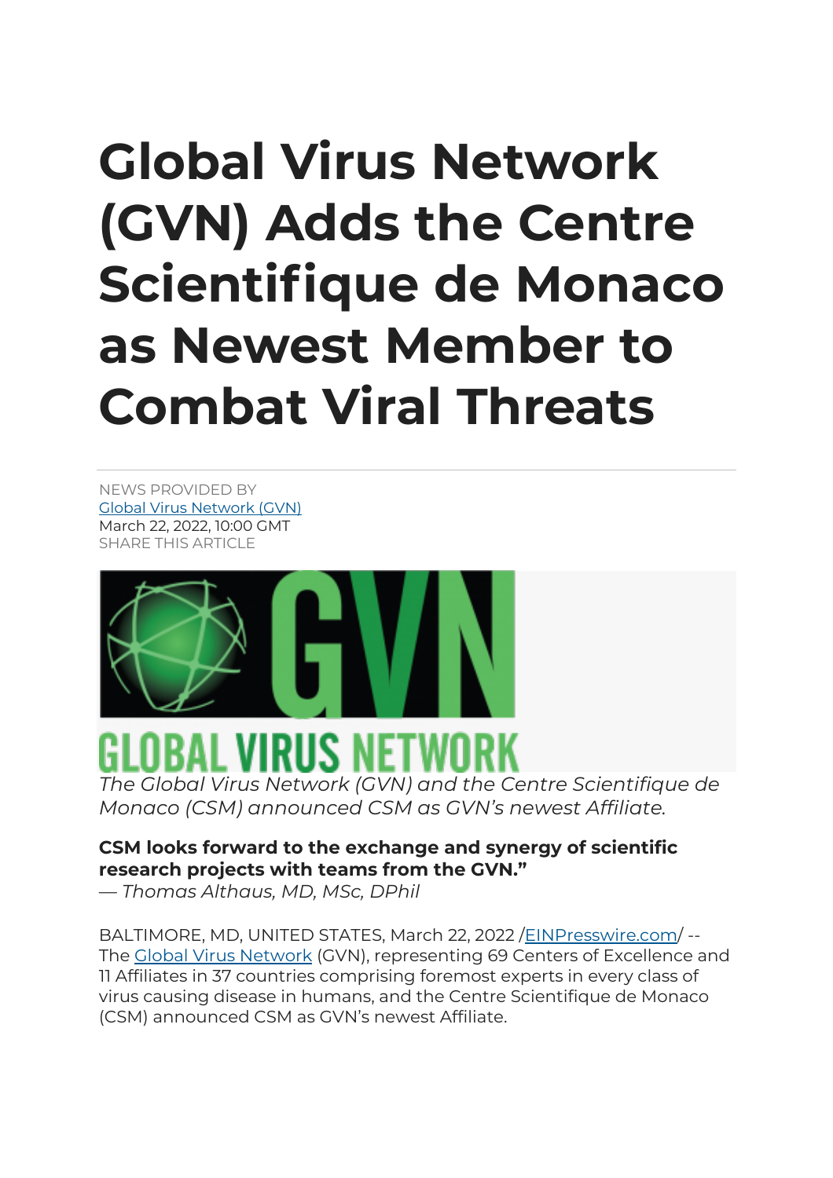# Global Virus Network (GVN) Adds the Centre Scientifique de Monaco as Newest Member to Combat Viral Threats

NEWS PROVIDED BY
Global Virus Network (GVN)
March 22, 2022, 10:00 GMT
SHARE THIS ARTICLE

*The Global Virus Network (GVN) and the Centre Scientifique de Monaco (CSM) announced CSM as GVN's newest Affiliate.*

**CSM looks forward to the exchange and synergy of scientific research projects with teams from the GVN."**
*— Thomas Althaus, MD, MSc, DPhil*

BALTIMORE, MD, UNITED STATES, March 22, 2022 /EINPresswire.com/ -- The Global Virus Network (GVN), representing 69 Centers of Excellence and 11 Affiliates in 37 countries comprising foremost experts in every class of virus causing disease in humans, and the Centre Scientifique de Monaco (CSM) announced CSM as GVN's newest Affiliate.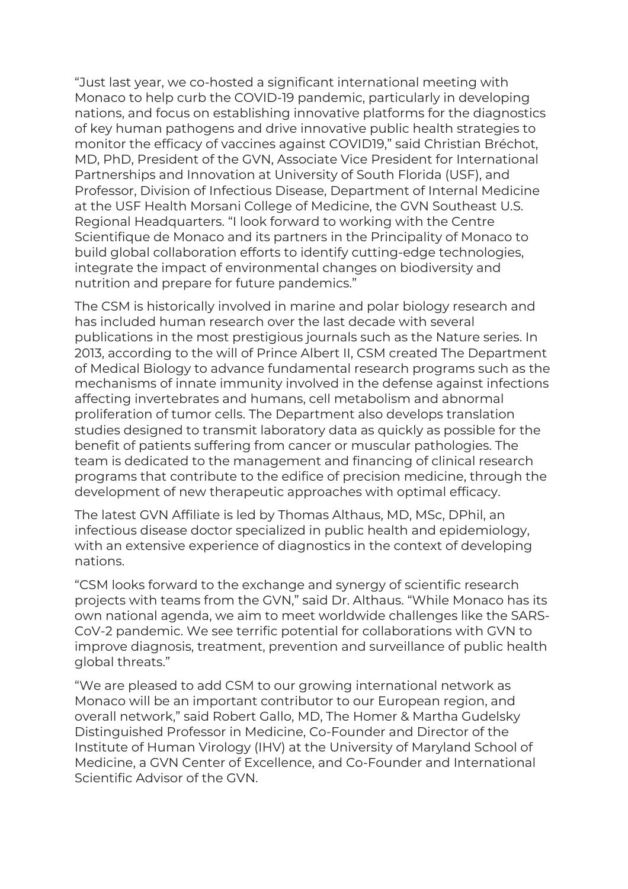"Just last year, we co-hosted a significant international meeting with Monaco to help curb the COVID-19 pandemic, particularly in developing nations, and focus on establishing innovative platforms for the diagnostics of key human pathogens and drive innovative public health strategies to monitor the efficacy of vaccines against COVID19," said Christian Bréchot, MD, PhD, President of the GVN, Associate Vice President for International Partnerships and Innovation at University of South Florida (USF), and Professor, Division of Infectious Disease, Department of Internal Medicine at the USF Health Morsani College of Medicine, the GVN Southeast U.S. Regional Headquarters. "I look forward to working with the Centre Scientifique de Monaco and its partners in the Principality of Monaco to build global collaboration efforts to identify cutting-edge technologies, integrate the impact of environmental changes on biodiversity and nutrition and prepare for future pandemics."

The CSM is historically involved in marine and polar biology research and has included human research over the last decade with several publications in the most prestigious journals such as the Nature series. In 2013, according to the will of Prince Albert II, CSM created The Department of Medical Biology to advance fundamental research programs such as the mechanisms of innate immunity involved in the defense against infections affecting invertebrates and humans, cell metabolism and abnormal proliferation of tumor cells. The Department also develops translation studies designed to transmit laboratory data as quickly as possible for the benefit of patients suffering from cancer or muscular pathologies. The team is dedicated to the management and financing of clinical research programs that contribute to the edifice of precision medicine, through the development of new therapeutic approaches with optimal efficacy.

The latest GVN Affiliate is led by Thomas Althaus, MD, MSc, DPhil, an infectious disease doctor specialized in public health and epidemiology, with an extensive experience of diagnostics in the context of developing nations.

"CSM looks forward to the exchange and synergy of scientific research projects with teams from the GVN," said Dr. Althaus. "While Monaco has its own national agenda, we aim to meet worldwide challenges like the SARS-CoV-2 pandemic. We see terrific potential for collaborations with GVN to improve diagnosis, treatment, prevention and surveillance of public health global threats."

"We are pleased to add CSM to our growing international network as Monaco will be an important contributor to our European region, and overall network," said Robert Gallo, MD, The Homer & Martha Gudelsky Distinguished Professor in Medicine, Co-Founder and Director of the Institute of Human Virology (IHV) at the University of Maryland School of Medicine, a GVN Center of Excellence, and Co-Founder and International Scientific Advisor of the GVN.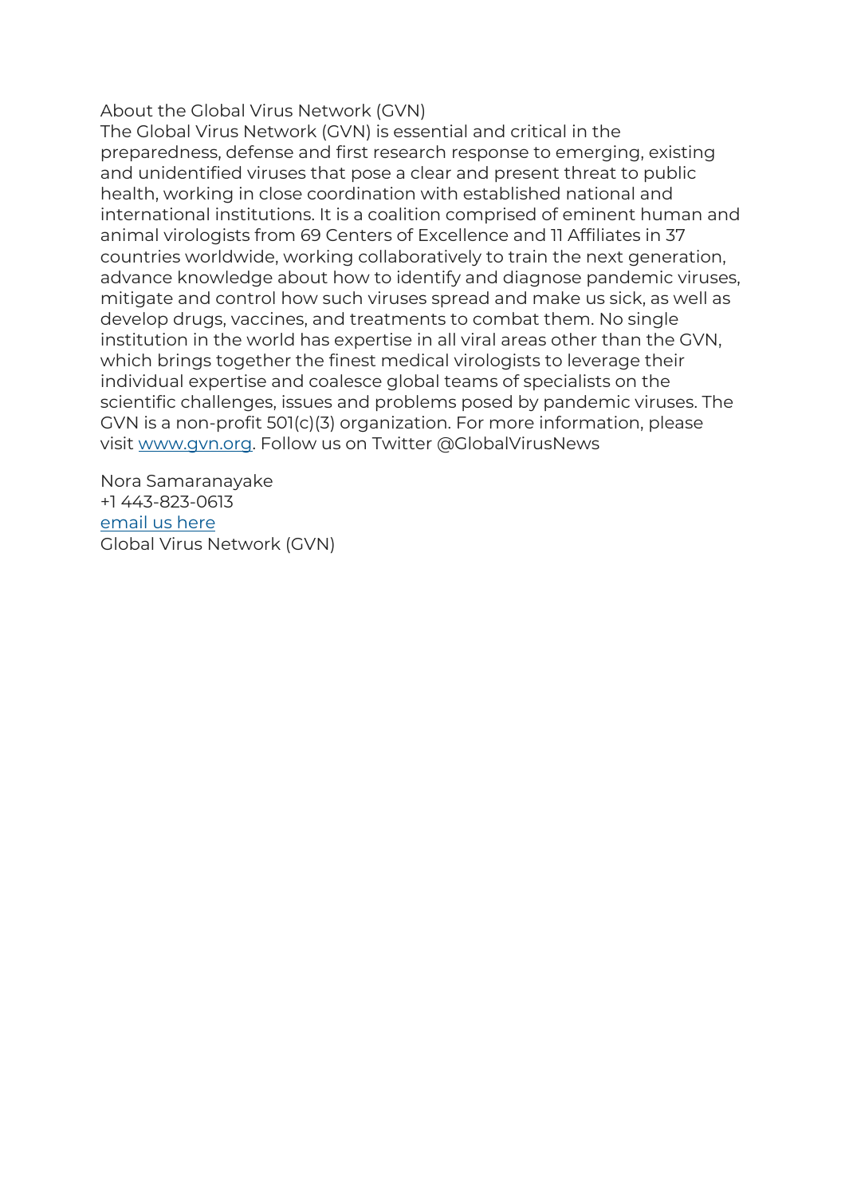About the Global Virus Network (GVN)

The Global Virus Network (GVN) is essential and critical in the preparedness, defense and first research response to emerging, existing and unidentified viruses that pose a clear and present threat to public health, working in close coordination with established national and international institutions. It is a coalition comprised of eminent human and animal virologists from 69 Centers of Excellence and 11 Affiliates in 37 countries worldwide, working collaboratively to train the next generation, advance knowledge about how to identify and diagnose pandemic viruses, mitigate and control how such viruses spread and make us sick, as well as develop drugs, vaccines, and treatments to combat them. No single institution in the world has expertise in all viral areas other than the GVN, which brings together the finest medical virologists to leverage their individual expertise and coalesce global teams of specialists on the scientific challenges, issues and problems posed by pandemic viruses. The GVN is a non-profit 501(c)(3) organization. For more information, please visit [www.gvn.org](http://www.gvn.org). Follow us on Twitter @GlobalVirusNews

Nora Samaranayake
+1 443-823-0613
email us here
Global Virus Network (GVN)